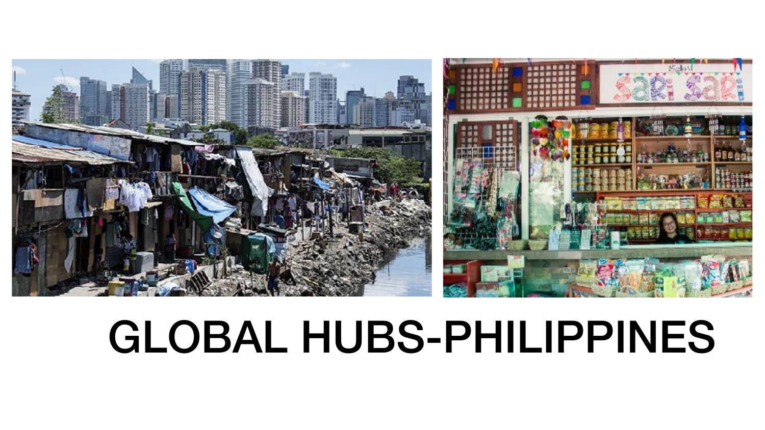# GLOBAL HUBS-PHILIPPINES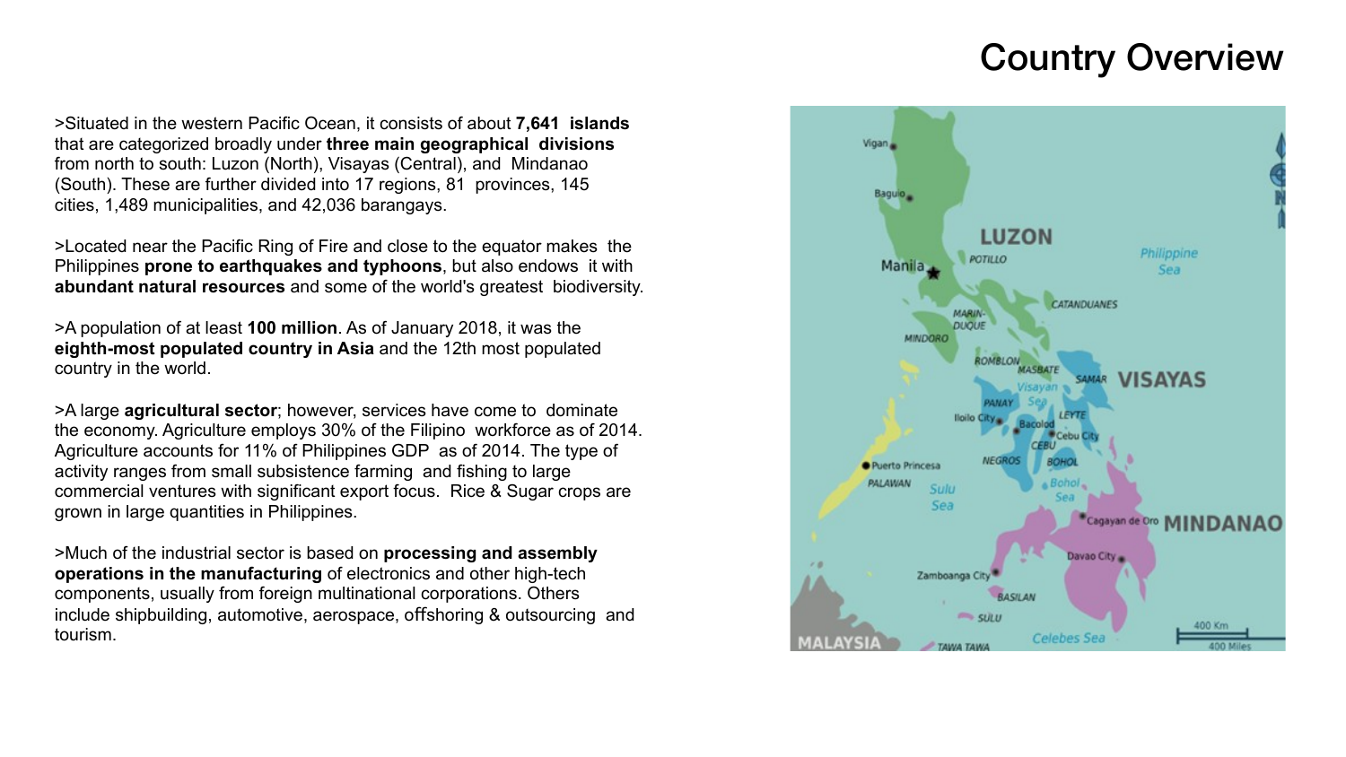# Country Overview

>Situated in the western Pacific Ocean, it consists of about **7,641 islands** that are categorized broadly under **three main geographical divisions** from north to south: Luzon (North), Visayas (Central), and Mindanao (South). These are further divided into 17 regions, 81 provinces, 145 cities, 1,489 municipalities, and 42,036 barangays.

>Located near the Pacific Ring of Fire and close to the equator makes the Philippines **prone to earthquakes and typhoons**, but also endows it with **abundant natural resources** and some of the world's greatest biodiversity.

>A population of at least **100 million**. As of January 2018, it was the **eighth-most populated country in Asia** and the 12th most populated country in the world.

>A large **agricultural sector**; however, services have come to dominate the economy. Agriculture employs 30% of the Filipino workforce as of 2014. Agriculture accounts for 11% of Philippines GDP as of 2014. The type of activity ranges from small subsistence farming and fishing to large commercial ventures with significant export focus. Rice & Sugar crops are grown in large quantities in Philippines.

>Much of the industrial sector is based on **processing and assembly operations in the manufacturing** of electronics and other high-tech components, usually from foreign multinational corporations. Others include shipbuilding, automotive, aerospace, offshoring & outsourcing and tourism.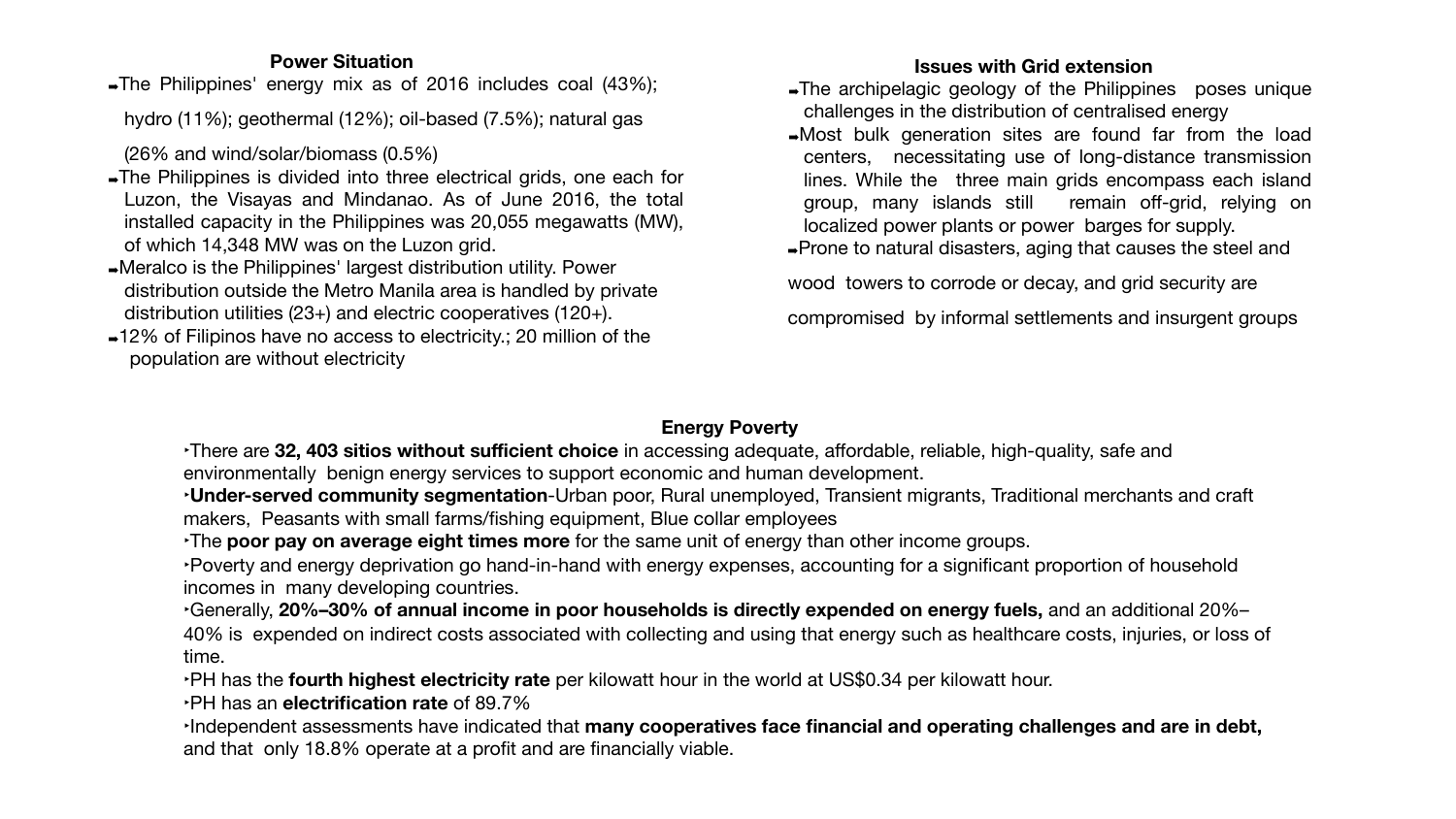## Power Situation

- The Philippines' energy mix as of 2016 includes coal (43%); hydro (11%); geothermal (12%); oil-based (7.5%); natural gas (26% and wind/solar/biomass (0.5%)
- The Philippines is divided into three electrical grids, one each for Luzon, the Visayas and Mindanao. As of June 2016, the total installed capacity in the Philippines was 20,055 megawatts (MW), of which 14,348 MW was on the Luzon grid.
- Meralco is the Philippines' largest distribution utility. Power distribution outside the Metro Manila area is handled by private distribution utilities (23+) and electric cooperatives (120+).
- 12% of Filipinos have no access to electricity.; 20 million of the population are without electricity

## Issues with Grid extension

- The archipelagic geology of the Philippines poses unique challenges in the distribution of centralised energy
- Most bulk generation sites are found far from the load centers, necessitating use of long-distance transmission lines. While the three main grids encompass each island group, many islands still remain off-grid, relying on localized power plants or power barges for supply.
- Prone to natural disasters, aging that causes the steel and wood towers to corrode or decay, and grid security are compromised by informal settlements and insurgent groups

## Energy Poverty

- There are **32, 403 sitios without sufficient choice** in accessing adequate, affordable, reliable, high-quality, safe and environmentally benign energy services to support economic and human development.
- **Under-served community segmentation**-Urban poor, Rural unemployed, Transient migrants, Traditional merchants and craft makers, Peasants with small farms/fishing equipment, Blue collar employees
- The **poor pay on average eight times more** for the same unit of energy than other income groups.
- Poverty and energy deprivation go hand-in-hand with energy expenses, accounting for a significant proportion of household incomes in many developing countries.
- Generally, **20%–30% of annual income in poor households is directly expended on energy fuels,** and an additional 20%–40% is expended on indirect costs associated with collecting and using that energy such as healthcare costs, injuries, or loss of time.
- PH has the **fourth highest electricity rate** per kilowatt hour in the world at US$0.34 per kilowatt hour.
- PH has an **electrification rate** of 89.7%
- Independent assessments have indicated that **many cooperatives face financial and operating challenges and are in debt,** and that only 18.8% operate at a profit and are financially viable.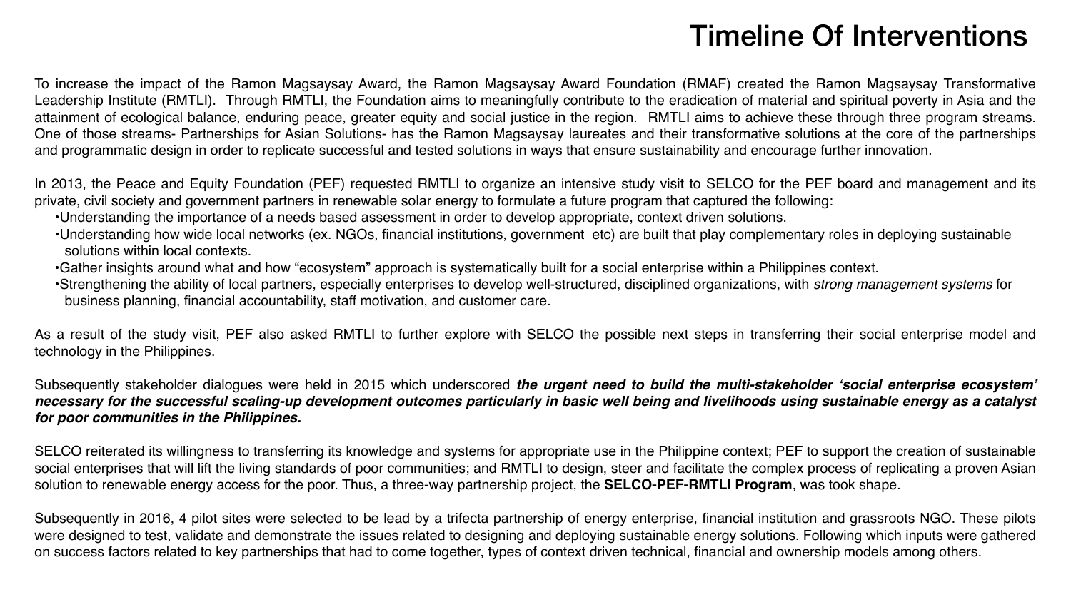# Timeline Of Interventions

To increase the impact of the Ramon Magsaysay Award, the Ramon Magsaysay Award Foundation (RMAF) created the Ramon Magsaysay Transformative Leadership Institute (RMTLI). Through RMTLI, the Foundation aims to meaningfully contribute to the eradication of material and spiritual poverty in Asia and the attainment of ecological balance, enduring peace, greater equity and social justice in the region. RMTLI aims to achieve these through three program streams. One of those streams- Partnerships for Asian Solutions- has the Ramon Magsaysay laureates and their transformative solutions at the core of the partnerships and programmatic design in order to replicate successful and tested solutions in ways that ensure sustainability and encourage further innovation.

In 2013, the Peace and Equity Foundation (PEF) requested RMTLI to organize an intensive study visit to SELCO for the PEF board and management and its private, civil society and government partners in renewable solar energy to formulate a future program that captured the following:

- Understanding the importance of a needs based assessment in order to develop appropriate, context driven solutions.
- Understanding how wide local networks (ex. NGOs, financial institutions, government etc) are built that play complementary roles in deploying sustainable solutions within local contexts.
- Gather insights around what and how "ecosystem" approach is systematically built for a social enterprise within a Philippines context.
- Strengthening the ability of local partners, especially enterprises to develop well-structured, disciplined organizations, with *strong management systems* for business planning, financial accountability, staff motivation, and customer care.

As a result of the study visit, PEF also asked RMTLI to further explore with SELCO the possible next steps in transferring their social enterprise model and technology in the Philippines.

Subsequently stakeholder dialogues were held in 2015 which underscored ***the urgent need to build the multi-stakeholder 'social enterprise ecosystem' necessary for the successful scaling-up development outcomes particularly in basic well being and livelihoods using sustainable energy as a catalyst for poor communities in the Philippines.***

SELCO reiterated its willingness to transferring its knowledge and systems for appropriate use in the Philippine context; PEF to support the creation of sustainable social enterprises that will lift the living standards of poor communities; and RMTLI to design, steer and facilitate the complex process of replicating a proven Asian solution to renewable energy access for the poor. Thus, a three-way partnership project, the **SELCO-PEF-RMTLI Program**, was took shape.

Subsequently in 2016, 4 pilot sites were selected to be lead by a trifecta partnership of energy enterprise, financial institution and grassroots NGO. These pilots were designed to test, validate and demonstrate the issues related to designing and deploying sustainable energy solutions. Following which inputs were gathered on success factors related to key partnerships that had to come together, types of context driven technical, financial and ownership models among others.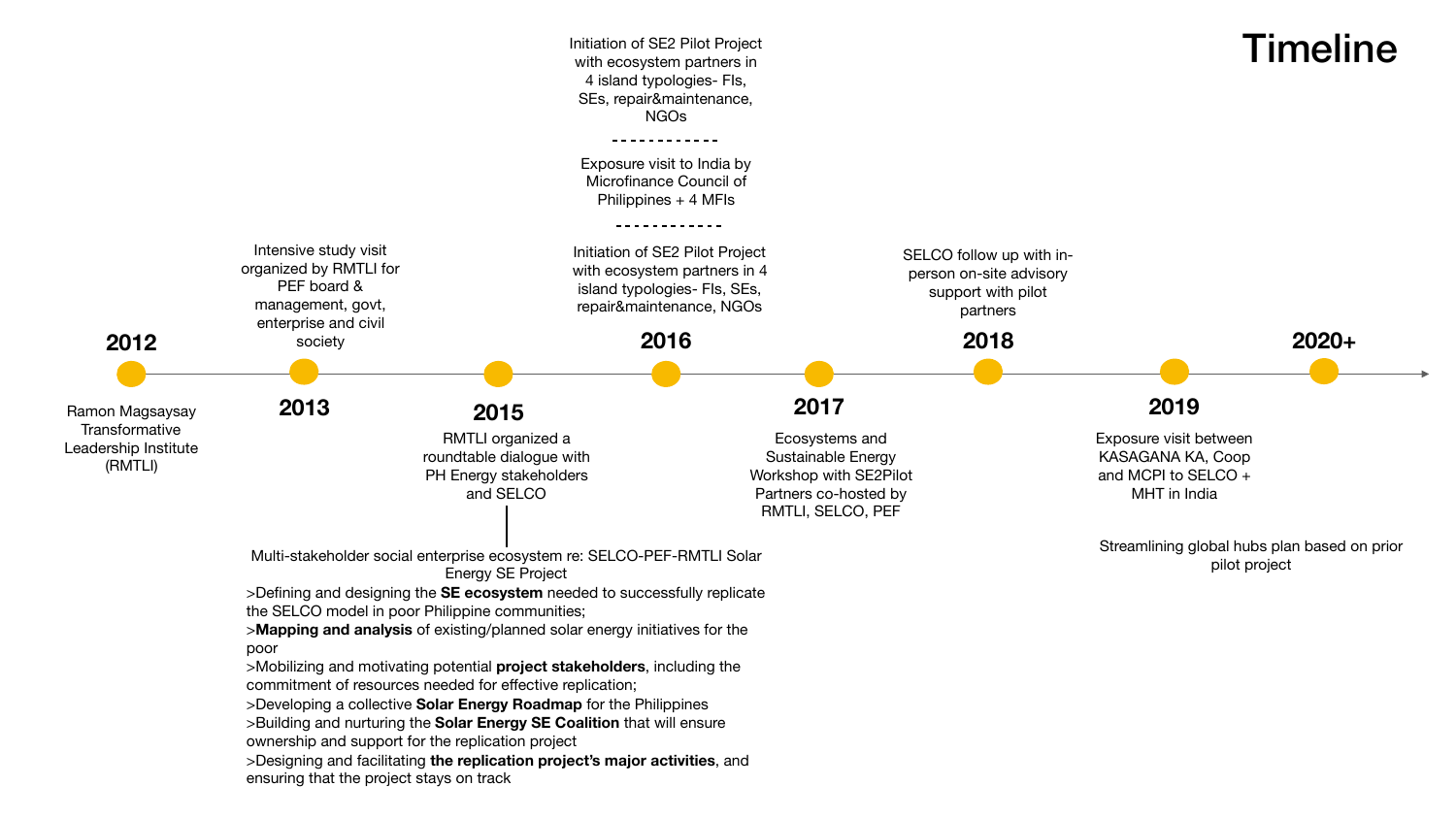# Timeline

**2012**

Ramon Magsaysay Transformative Leadership Institute (RMTLI)

**2013**

Intensive study visit organized by RMTLI for PEF board & management, govt, enterprise and civil society

**2015**

RMTLI organized a roundtable dialogue with PH Energy stakeholders and SELCO

Multi-stakeholder social enterprise ecosystem re: SELCO-PEF-RMTLI Solar Energy SE Project

>Defining and designing the **SE ecosystem** needed to successfully replicate the SELCO model in poor Philippine communities;

>**Mapping and analysis** of existing/planned solar energy initiatives for the poor

>Mobilizing and motivating potential **project stakeholders**, including the commitment of resources needed for effective replication;

>Developing a collective **Solar Energy Roadmap** for the Philippines

>Building and nurturing the **Solar Energy SE Coalition** that will ensure ownership and support for the replication project

>Designing and facilitating **the replication project's major activities**, and ensuring that the project stays on track

**2016**

Initiation of SE2 Pilot Project with ecosystem partners in 4 island typologies- FIs, SEs, repair&maintenance, NGOs

------------

Exposure visit to India by Microfinance Council of Philippines + 4 MFIs

------------

Initiation of SE2 Pilot Project with ecosystem partners in 4 island typologies- FIs, SEs, repair&maintenance, NGOs

**2017**

Ecosystems and Sustainable Energy Workshop with SE2Pilot Partners co-hosted by RMTLI, SELCO, PEF

**2018**

SELCO follow up with in-person on-site advisory support with pilot partners

**2019**

Exposure visit between KASAGANA KA, Coop and MCPI to SELCO + MHT in India

**2020+**

Streamlining global hubs plan based on prior pilot project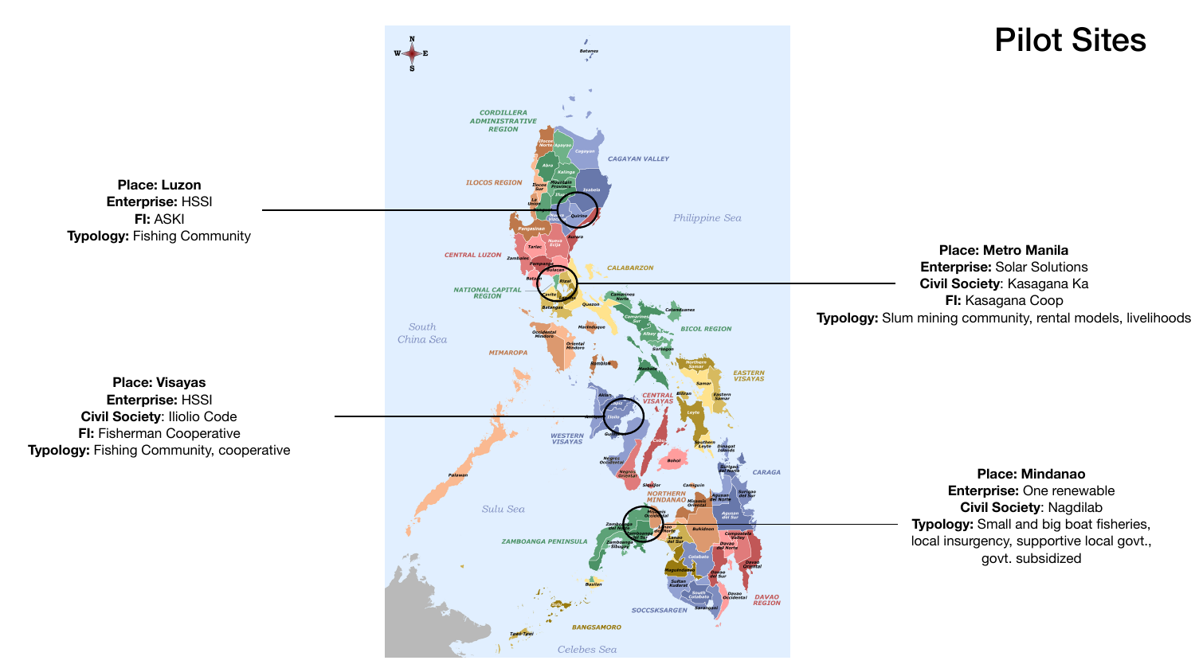# Pilot Sites

**Place:** Luzon
**Enterprise:** HSSI
**FI:** ASKI
**Typology:** Fishing Community

**Place:** Metro Manila
**Enterprise:** Solar Solutions
**Civil Society**: Kasagana Ka
**FI:** Kasagana Coop
**Typology:** Slum mining community, rental models, livelihoods

**Place:** Visayas
**Enterprise:** HSSI
**Civil Society**: Iliolio Code
**FI:** Fisherman Cooperative
**Typology:** Fishing Community, cooperative

**Place:** Mindanao
**Enterprise:** One renewable
**Civil Society**: Nagdilab
**Typology:** Small and big boat fisheries, local insurgency, supportive local govt., govt. subsidized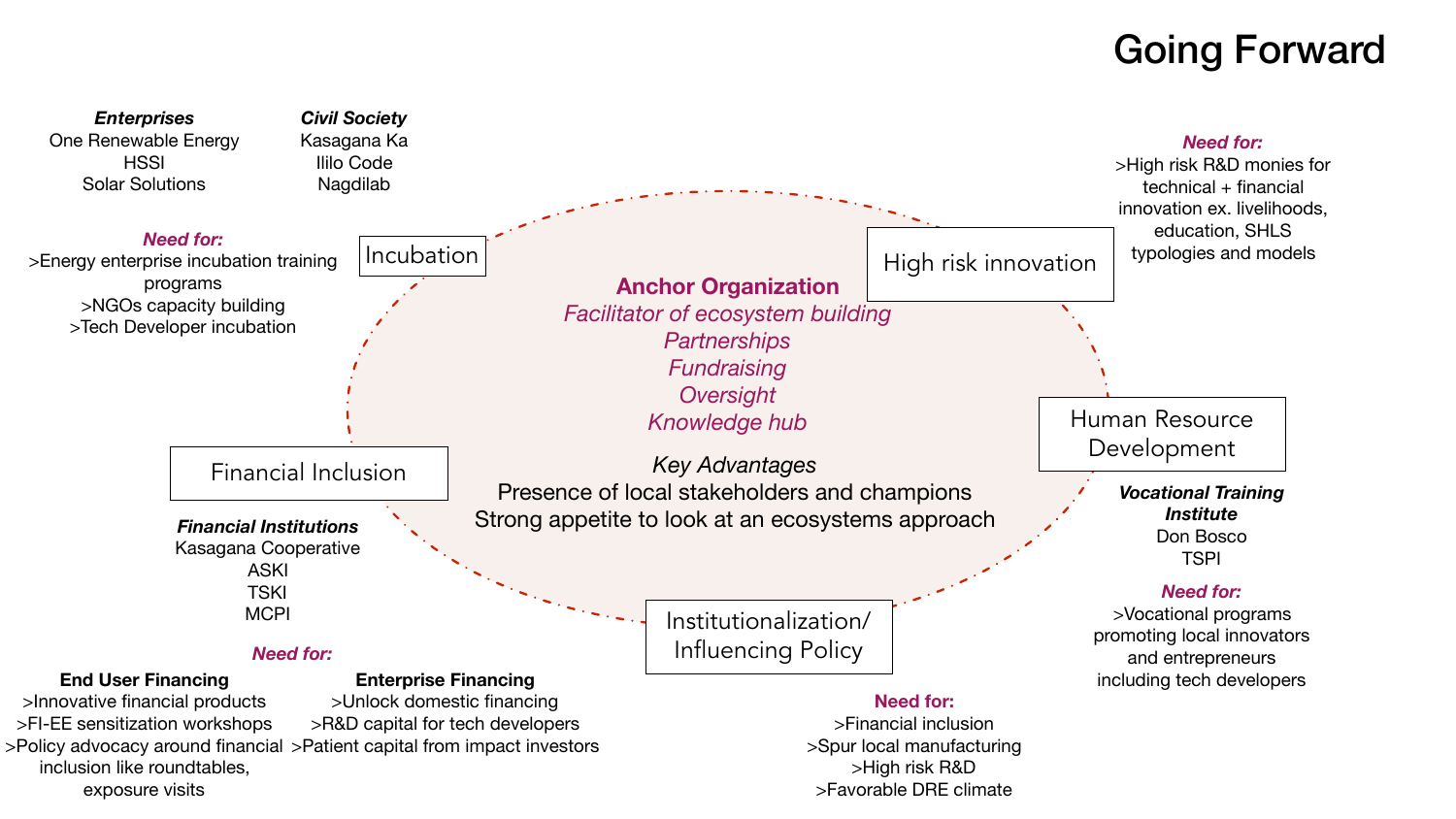# Going Forward

**Anchor Organization**

*Facilitator of ecosystem building*
*Partnerships*
*Fundraising*
*Oversight*
*Knowledge hub*

*Key Advantages*

Presence of local stakeholders and champions
Strong appetite to look at an ecosystems approach

## Incubation

***Enterprises***
One Renewable Energy
HSSI
Solar Solutions

***Civil Society***
Kasagana Ka
Ililo Code
Nagdilab

***Need for:***
>Energy enterprise incubation training programs
>NGOs capacity building
>Tech Developer incubation

## High risk innovation

***Need for:***
>High risk R&D monies for technical + financial innovation ex. livelihoods, education, SHLS typologies and models

## Human Resource Development

***Vocational Training Institute***
Don Bosco
TSPI

***Need for:***
>Vocational programs promoting local innovators and entrepreneurs including tech developers

## Institutionalization/ Influencing Policy

***Need for:***
>Financial inclusion
>Spur local manufacturing
>High risk R&D
>Favorable DRE climate

## Financial Inclusion

***Financial Institutions***
Kasagana Cooperative
ASKI
TSKI
MCPI

***Need for:***

**End User Financing**
>Innovative financial products
>FI-EE sensitization workshops
>Policy advocacy around financial inclusion like roundtables, exposure visits

**Enterprise Financing**
>Unlock domestic financing
>R&D capital for tech developers
>Patient capital from impact investors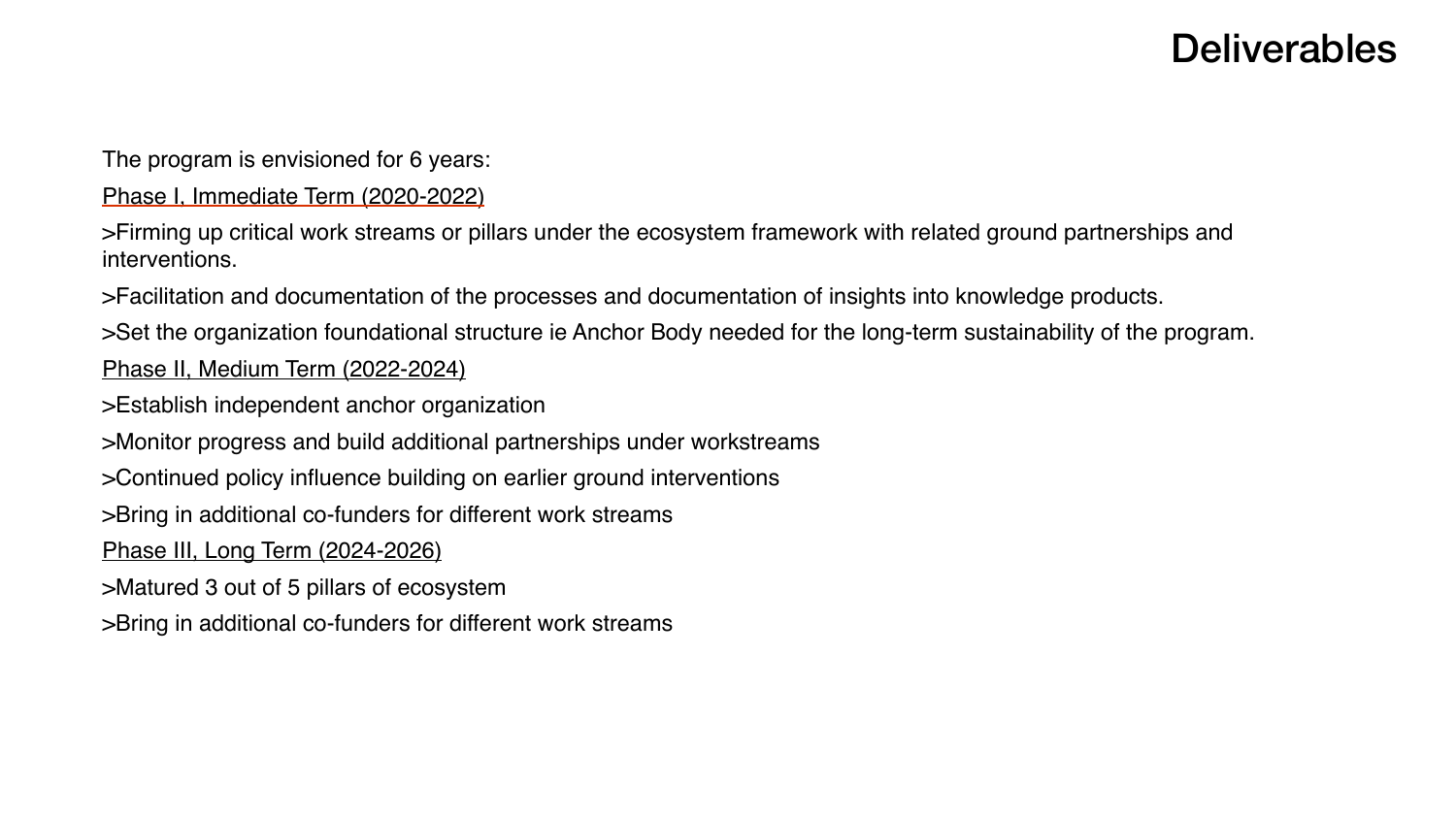# Deliverables

The program is envisioned for 6 years:

Phase I, Immediate Term (2020-2022)

>Firming up critical work streams or pillars under the ecosystem framework with related ground partnerships and interventions.

>Facilitation and documentation of the processes and documentation of insights into knowledge products.

>Set the organization foundational structure ie Anchor Body needed for the long-term sustainability of the program.

Phase II, Medium Term (2022-2024)

>Establish independent anchor organization

>Monitor progress and build additional partnerships under workstreams

>Continued policy influence building on earlier ground interventions

>Bring in additional co-funders for different work streams

Phase III, Long Term (2024-2026)

>Matured 3 out of 5 pillars of ecosystem

>Bring in additional co-funders for different work streams